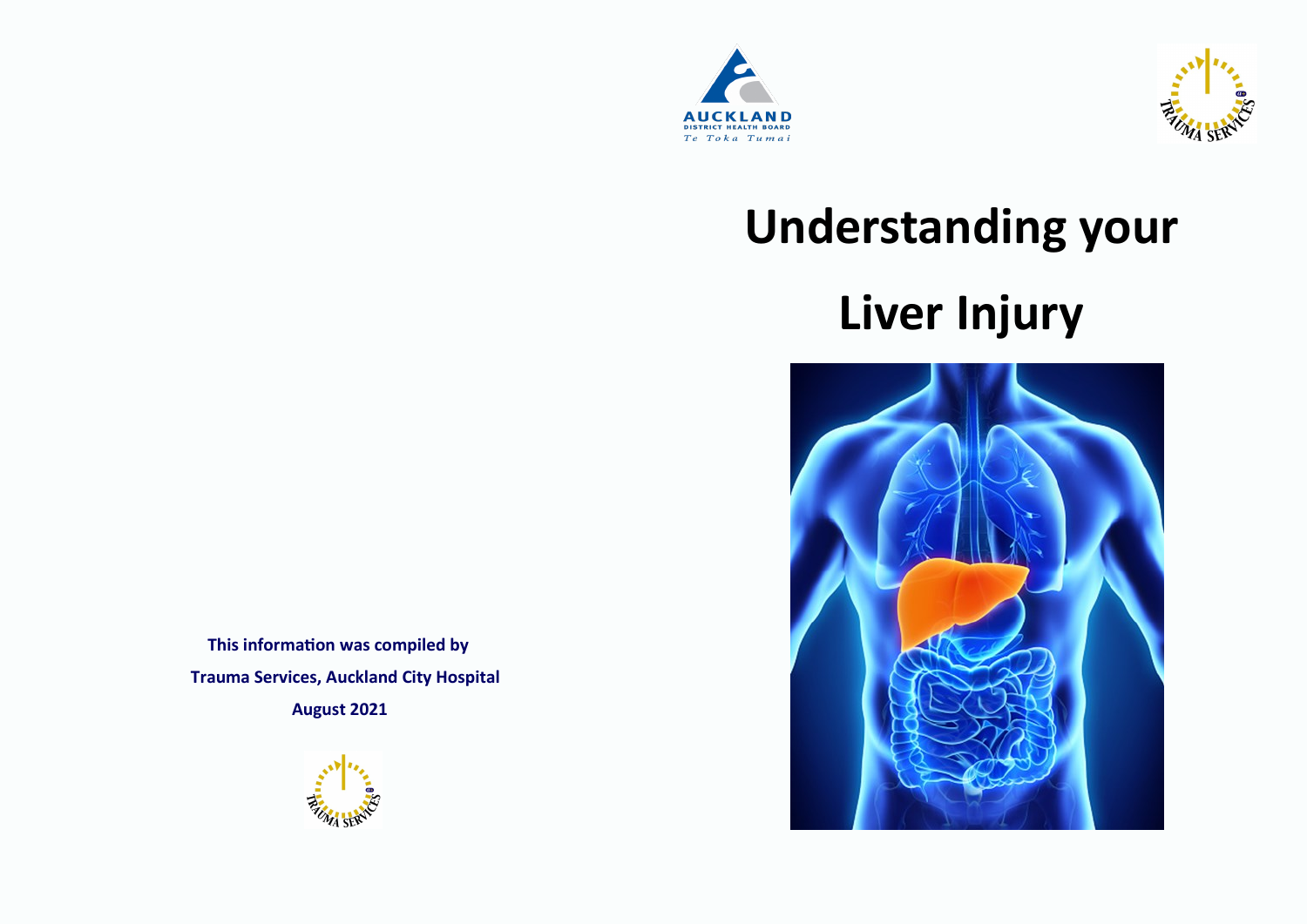AUCKLAND DISTRICT HEALTH BOARD

*Te Toka Tumai*

TRAUMA SERVICES

# Understanding your Liver Injury

**This information was compiled by**

**Trauma Services, Auckland City Hospital**

**August 2021**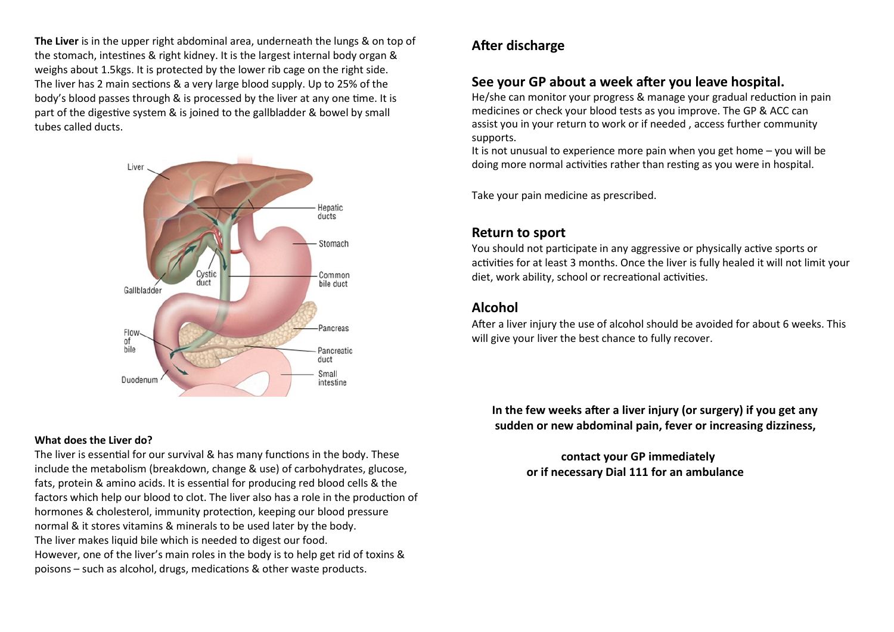**The Liver** is in the upper right abdominal area, underneath the lungs & on top of the stomach, intestines & right kidney. It is the largest internal body organ & weighs about 1.5kgs. It is protected by the lower rib cage on the right side. The liver has 2 main sections & a very large blood supply. Up to 25% of the body's blood passes through & is processed by the liver at any one time. It is part of the digestive system & is joined to the gallbladder & bowel by small tubes called ducts.

**What does the Liver do?**

The liver is essential for our survival & has many functions in the body. These include the metabolism (breakdown, change & use) of carbohydrates, glucose, fats, protein & amino acids. It is essential for producing red blood cells & the factors which help our blood to clot. The liver also has a role in the production of hormones & cholesterol, immunity protection, keeping our blood pressure normal & it stores vitamins & minerals to be used later by the body.

The liver makes liquid bile which is needed to digest our food.

However, one of the liver's main roles in the body is to help get rid of toxins & poisons – such as alcohol, drugs, medications & other waste products.

## After discharge

## See your GP about a week after you leave hospital.

He/she can monitor your progress & manage your gradual reduction in pain medicines or check your blood tests as you improve. The GP & ACC can assist you in your return to work or if needed , access further community supports.

It is not unusual to experience more pain when you get home – you will be doing more normal activities rather than resting as you were in hospital.

Take your pain medicine as prescribed.

## Return to sport

You should not participate in any aggressive or physically active sports or activities for at least 3 months. Once the liver is fully healed it will not limit your diet, work ability, school or recreational activities.

## Alcohol

After a liver injury the use of alcohol should be avoided for about 6 weeks. This will give your liver the best chance to fully recover.

**In the few weeks after a liver injury (or surgery) if you get any sudden or new abdominal pain, fever or increasing dizziness,**

**contact your GP immediately**
**or if necessary Dial 111 for an ambulance**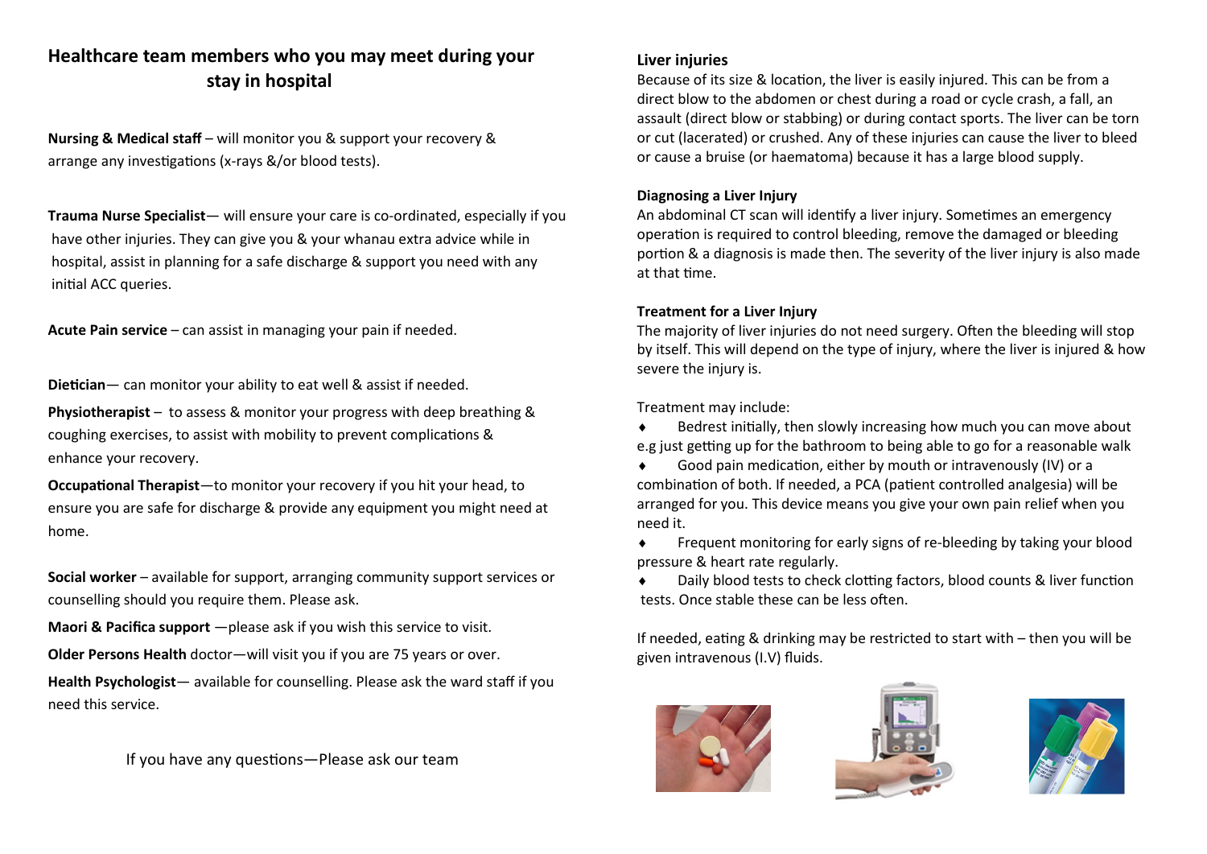## Healthcare team members who you may meet during your stay in hospital

**Nursing & Medical staff** – will monitor you & support your recovery & arrange any investigations (x-rays &/or blood tests).

**Trauma Nurse Specialist**— will ensure your care is co-ordinated, especially if you have other injuries. They can give you & your whanau extra advice while in hospital, assist in planning for a safe discharge & support you need with any initial ACC queries.

**Acute Pain service** – can assist in managing your pain if needed.

**Dietician**— can monitor your ability to eat well & assist if needed.

**Physiotherapist** – to assess & monitor your progress with deep breathing & coughing exercises, to assist with mobility to prevent complications & enhance your recovery.

**Occupational Therapist**—to monitor your recovery if you hit your head, to ensure you are safe for discharge & provide any equipment you might need at home.

**Social worker** – available for support, arranging community support services or counselling should you require them. Please ask.

**Maori & Pacifica support** —please ask if you wish this service to visit.

**Older Persons Health** doctor—will visit you if you are 75 years or over.

**Health Psychologist**— available for counselling. Please ask the ward staff if you need this service.

If you have any questions—Please ask our team

**Liver injuries**

Because of its size & location, the liver is easily injured. This can be from a direct blow to the abdomen or chest during a road or cycle crash, a fall, an assault (direct blow or stabbing) or during contact sports. The liver can be torn or cut (lacerated) or crushed. Any of these injuries can cause the liver to bleed or cause a bruise (or haematoma) because it has a large blood supply.

**Diagnosing a Liver Injury**

An abdominal CT scan will identify a liver injury. Sometimes an emergency operation is required to control bleeding, remove the damaged or bleeding portion & a diagnosis is made then. The severity of the liver injury is also made at that time.

**Treatment for a Liver Injury**

The majority of liver injuries do not need surgery. Often the bleeding will stop by itself. This will depend on the type of injury, where the liver is injured & how severe the injury is.

Treatment may include:

- Bedrest initially, then slowly increasing how much you can move about e.g just getting up for the bathroom to being able to go for a reasonable walk
- Good pain medication, either by mouth or intravenously (IV) or a combination of both. If needed, a PCA (patient controlled analgesia) will be arranged for you. This device means you give your own pain relief when you need it.
- Frequent monitoring for early signs of re-bleeding by taking your blood pressure & heart rate regularly.
- Daily blood tests to check clotting factors, blood counts & liver function tests. Once stable these can be less often.

If needed, eating & drinking may be restricted to start with – then you will be given intravenous (I.V) fluids.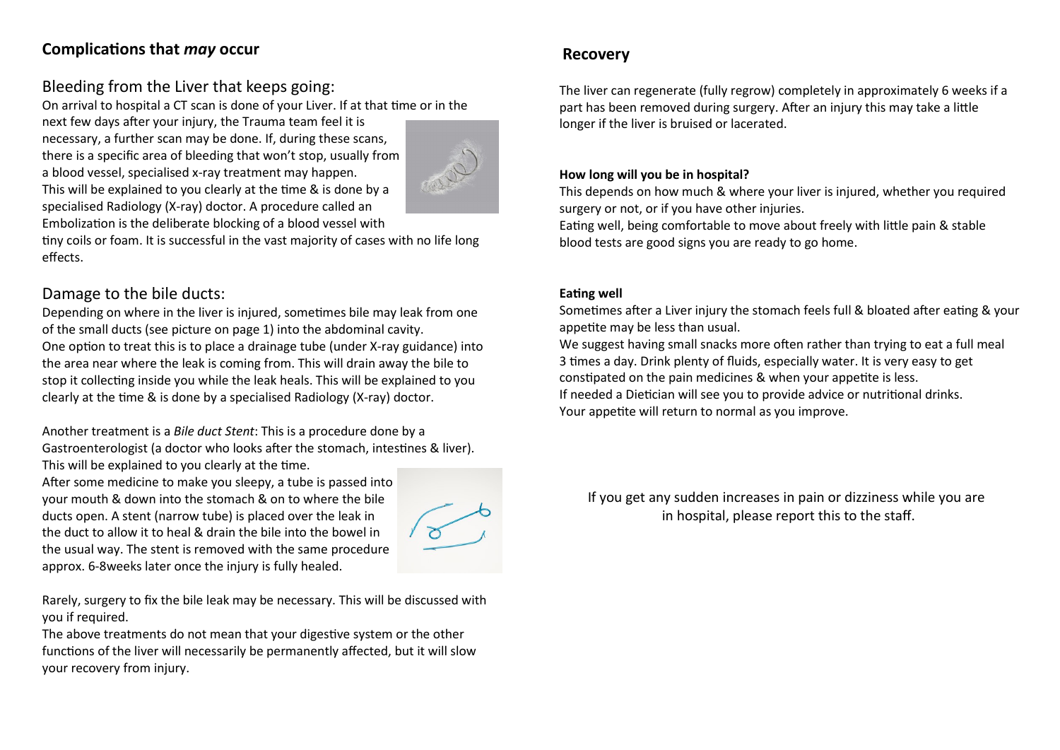## Complications that *may* occur

### Bleeding from the Liver that keeps going:

On arrival to hospital a CT scan is done of your Liver. If at that time or in the next few days after your injury, the Trauma team feel it is necessary, a further scan may be done. If, during these scans, there is a specific area of bleeding that won't stop, usually from a blood vessel, specialised x-ray treatment may happen. This will be explained to you clearly at the time & is done by a specialised Radiology (X-ray) doctor. A procedure called an Embolization is the deliberate blocking of a blood vessel with tiny coils or foam. It is successful in the vast majority of cases with no life long effects.

### Damage to the bile ducts:

Depending on where in the liver is injured, sometimes bile may leak from one of the small ducts (see picture on page 1) into the abdominal cavity.
One option to treat this is to place a drainage tube (under X-ray guidance) into the area near where the leak is coming from. This will drain away the bile to stop it collecting inside you while the leak heals. This will be explained to you clearly at the time & is done by a specialised Radiology (X-ray) doctor.

Another treatment is a *Bile duct Stent*: This is a procedure done by a Gastroenterologist (a doctor who looks after the stomach, intestines & liver). This will be explained to you clearly at the time.
After some medicine to make you sleepy, a tube is passed into your mouth & down into the stomach & on to where the bile ducts open. A stent (narrow tube) is placed over the leak in the duct to allow it to heal & drain the bile into the bowel in the usual way. The stent is removed with the same procedure approx. 6-8weeks later once the injury is fully healed.

Rarely, surgery to fix the bile leak may be necessary. This will be discussed with you if required.
The above treatments do not mean that your digestive system or the other functions of the liver will necessarily be permanently affected, but it will slow your recovery from injury.

## Recovery

The liver can regenerate (fully regrow) completely in approximately 6 weeks if a part has been removed during surgery. After an injury this may take a little longer if the liver is bruised or lacerated.

**How long will you be in hospital?**

This depends on how much & where your liver is injured, whether you required surgery or not, or if you have other injuries.
Eating well, being comfortable to move about freely with little pain & stable blood tests are good signs you are ready to go home.

**Eating well**

Sometimes after a Liver injury the stomach feels full & bloated after eating & your appetite may be less than usual.
We suggest having small snacks more often rather than trying to eat a full meal 3 times a day. Drink plenty of fluids, especially water. It is very easy to get constipated on the pain medicines & when your appetite is less.
If needed a Dietician will see you to provide advice or nutritional drinks.
Your appetite will return to normal as you improve.

If you get any sudden increases in pain or dizziness while you are in hospital, please report this to the staff.